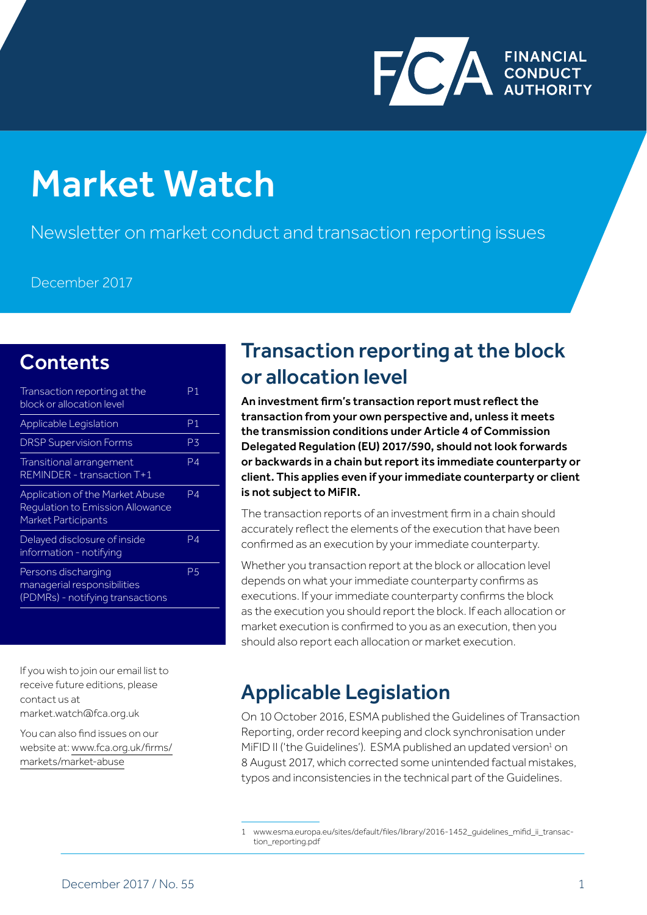# Market Watch

Newsletter on market conduct and transaction reporting issues

December 2017

## Contents

| | |
|---|---|
| Transaction reporting at the block or allocation level | P1 |
| Applicable Legislation | P1 |
| DRSP Supervision Forms | P3 |
| Transitional arrangement REMINDER - transaction T+1 | P4 |
| Application of the Market Abuse Regulation to Emission Allowance Market Participants | P4 |
| Delayed disclosure of inside information - notifying | P4 |
| Persons discharging managerial responsibilities (PDMRs) - notifying transactions | P5 |

If you wish to join our email list to receive future editions, please contact us at market.watch@fca.org.uk

You can also find issues on our website at: www.fca.org.uk/firms/markets/market-abuse

## Transaction reporting at the block or allocation level

**An investment firm's transaction report must reflect the transaction from your own perspective and, unless it meets the transmission conditions under Article 4 of Commission Delegated Regulation (EU) 2017/590, should not look forwards or backwards in a chain but report its immediate counterparty or client. This applies even if your immediate counterparty or client is not subject to MiFIR.**

The transaction reports of an investment firm in a chain should accurately reflect the elements of the execution that have been confirmed as an execution by your immediate counterparty.

Whether you transaction report at the block or allocation level depends on what your immediate counterparty confirms as executions. If your immediate counterparty confirms the block as the execution you should report the block. If each allocation or market execution is confirmed to you as an execution, then you should also report each allocation or market execution.

## Applicable Legislation

On 10 October 2016, ESMA published the Guidelines of Transaction Reporting, order record keeping and clock synchronisation under MiFID II ('the Guidelines'). ESMA published an updated version[1] on 8 August 2017, which corrected some unintended factual mistakes, typos and inconsistencies in the technical part of the Guidelines.

1 www.esma.europa.eu/sites/default/files/library/2016-1452_guidelines_mifid_ii_transaction_reporting.pdf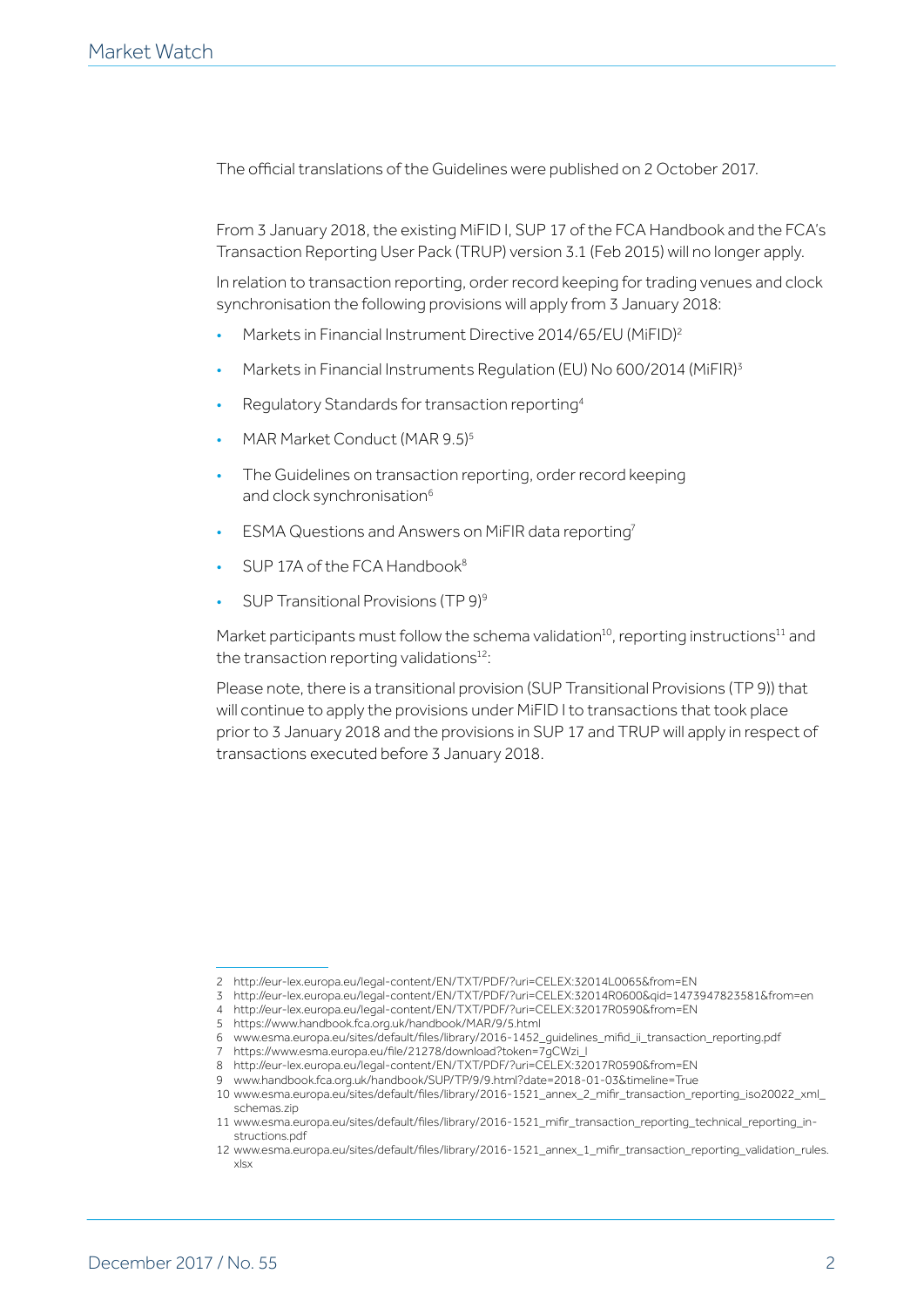The official translations of the Guidelines were published on 2 October 2017.

From 3 January 2018, the existing MiFID I, SUP 17 of the FCA Handbook and the FCA's Transaction Reporting User Pack (TRUP) version 3.1 (Feb 2015) will no longer apply.

In relation to transaction reporting, order record keeping for trading venues and clock synchronisation the following provisions will apply from 3 January 2018:

- Markets in Financial Instrument Directive 2014/65/EU (MiFID)[2]
- Markets in Financial Instruments Regulation (EU) No 600/2014 (MiFIR)[3]
- Regulatory Standards for transaction reporting[4]
- MAR Market Conduct (MAR 9.5)[5]
- The Guidelines on transaction reporting, order record keeping and clock synchronisation[6]
- ESMA Questions and Answers on MiFIR data reporting[7]
- SUP 17A of the FCA Handbook[8]
- SUP Transitional Provisions (TP 9)[9]

Market participants must follow the schema validation[10], reporting instructions[11] and the transaction reporting validations[12]:

Please note, there is a transitional provision (SUP Transitional Provisions (TP 9)) that will continue to apply the provisions under MiFID I to transactions that took place prior to 3 January 2018 and the provisions in SUP 17 and TRUP will apply in respect of transactions executed before 3 January 2018.

---

2 http://eur-lex.europa.eu/legal-content/EN/TXT/PDF/?uri=CELEX:32014L0065&from=EN
3 http://eur-lex.europa.eu/legal-content/EN/TXT/PDF/?uri=CELEX:32014R0600&qid=1473947823581&from=en
4 http://eur-lex.europa.eu/legal-content/EN/TXT/PDF/?uri=CELEX:32017R0590&from=EN
5 https://www.handbook.fca.org.uk/handbook/MAR/9/5.html
6 www.esma.europa.eu/sites/default/files/library/2016-1452_guidelines_mifid_ii_transaction_reporting.pdf
7 https://www.esma.europa.eu/file/21278/download?token=7gCWzi_l
8 http://eur-lex.europa.eu/legal-content/EN/TXT/PDF/?uri=CELEX:32017R0590&from=EN
9 www.handbook.fca.org.uk/handbook/SUP/TP/9/9.html?date=2018-01-03&timeline=True
10 www.esma.europa.eu/sites/default/files/library/2016-1521_annex_2_mifir_transaction_reporting_iso20022_xml_schemas.zip
11 www.esma.europa.eu/sites/default/files/library/2016-1521_mifir_transaction_reporting_technical_reporting_instructions.pdf
12 www.esma.europa.eu/sites/default/files/library/2016-1521_annex_1_mifir_transaction_reporting_validation_rules.xlsx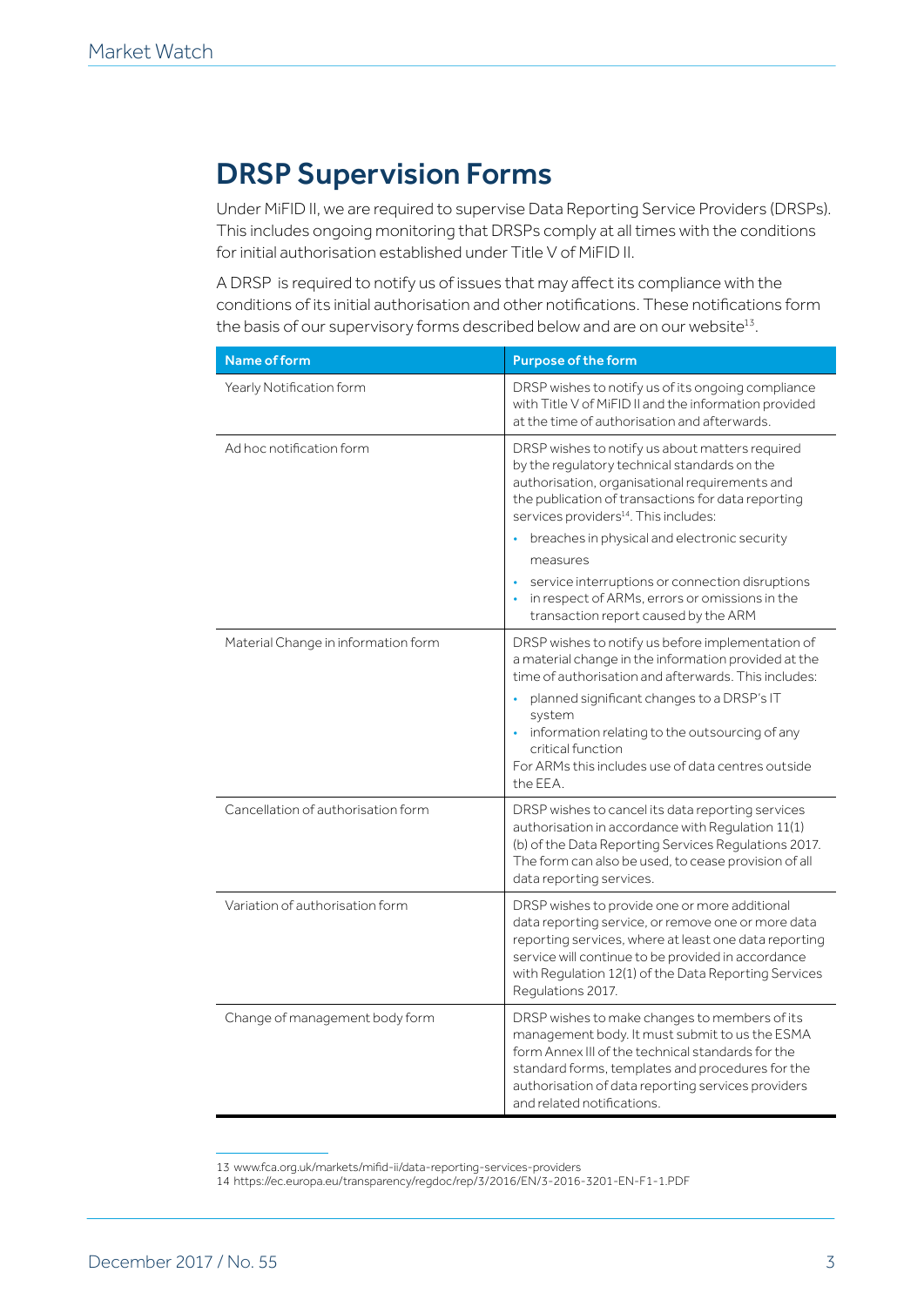## DRSP Supervision Forms

Under MiFID II, we are required to supervise Data Reporting Service Providers (DRSPs). This includes ongoing monitoring that DRSPs comply at all times with the conditions for initial authorisation established under Title V of MiFID II.

A DRSP is required to notify us of issues that may affect its compliance with the conditions of its initial authorisation and other notifications. These notifications form the basis of our supervisory forms described below and are on our website[13].

| Name of form | Purpose of the form |
| --- | --- |
| Yearly Notification form | DRSP wishes to notify us of its ongoing compliance with Title V of MiFID II and the information provided at the time of authorisation and afterwards. |
| Ad hoc notification form | DRSP wishes to notify us about matters required by the regulatory technical standards on the authorisation, organisational requirements and the publication of transactions for data reporting services providers[14]. This includes: <br>• breaches in physical and electronic security measures <br>• service interruptions or connection disruptions <br>• in respect of ARMs, errors or omissions in the transaction report caused by the ARM |
| Material Change in information form | DRSP wishes to notify us before implementation of a material change in the information provided at the time of authorisation and afterwards. This includes: <br>• planned significant changes to a DRSP's IT system <br>• information relating to the outsourcing of any critical function <br>For ARMs this includes use of data centres outside the EEA. |
| Cancellation of authorisation form | DRSP wishes to cancel its data reporting services authorisation in accordance with Regulation 11(1)(b) of the Data Reporting Services Regulations 2017. The form can also be used, to cease provision of all data reporting services. |
| Variation of authorisation form | DRSP wishes to provide one or more additional data reporting service, or remove one or more data reporting services, where at least one data reporting service will continue to be provided in accordance with Regulation 12(1) of the Data Reporting Services Regulations 2017. |
| Change of management body form | DRSP wishes to make changes to members of its management body. It must submit to us the ESMA form Annex III of the technical standards for the standard forms, templates and procedures for the authorisation of data reporting services providers and related notifications. |

13 www.fca.org.uk/markets/mifid-ii/data-reporting-services-providers

14 https://ec.europa.eu/transparency/regdoc/rep/3/2016/EN/3-2016-3201-EN-F1-1.PDF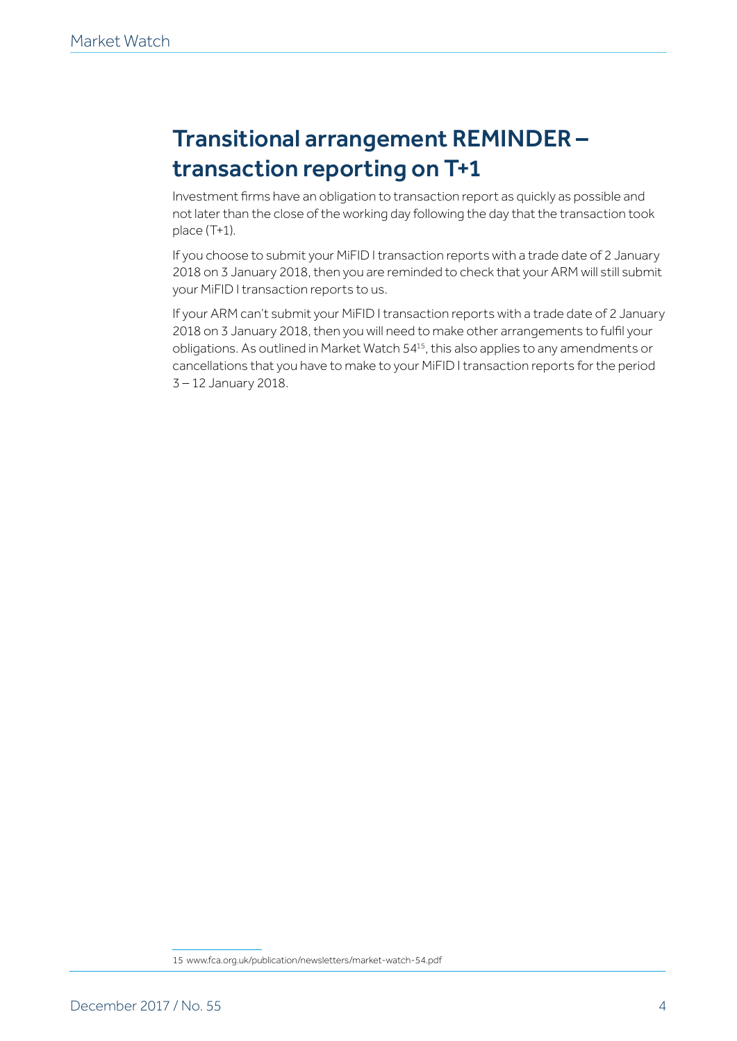## Transitional arrangement REMINDER – transaction reporting on T+1

Investment firms have an obligation to transaction report as quickly as possible and not later than the close of the working day following the day that the transaction took place (T+1).

If you choose to submit your MiFID I transaction reports with a trade date of 2 January 2018 on 3 January 2018, then you are reminded to check that your ARM will still submit your MiFID I transaction reports to us.

If your ARM can't submit your MiFID I transaction reports with a trade date of 2 January 2018 on 3 January 2018, then you will need to make other arrangements to fulfil your obligations. As outlined in Market Watch 54[15], this also applies to any amendments or cancellations that you have to make to your MiFID I transaction reports for the period 3 – 12 January 2018.

15 www.fca.org.uk/publication/newsletters/market-watch-54.pdf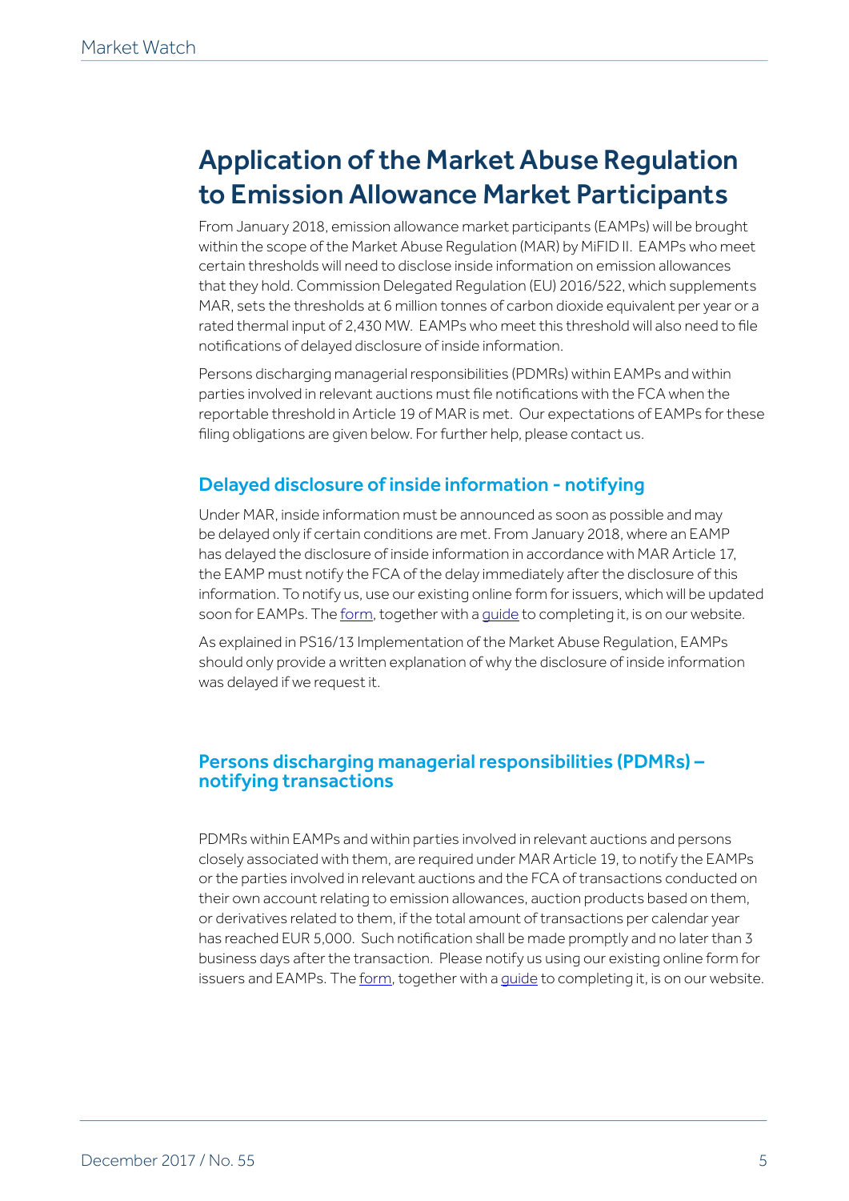# Application of the Market Abuse Regulation to Emission Allowance Market Participants

From January 2018, emission allowance market participants (EAMPs) will be brought within the scope of the Market Abuse Regulation (MAR) by MiFID II. EAMPs who meet certain thresholds will need to disclose inside information on emission allowances that they hold. Commission Delegated Regulation (EU) 2016/522, which supplements MAR, sets the thresholds at 6 million tonnes of carbon dioxide equivalent per year or a rated thermal input of 2,430 MW. EAMPs who meet this threshold will also need to file notifications of delayed disclosure of inside information.

Persons discharging managerial responsibilities (PDMRs) within EAMPs and within parties involved in relevant auctions must file notifications with the FCA when the reportable threshold in Article 19 of MAR is met. Our expectations of EAMPs for these filing obligations are given below. For further help, please contact us.

## Delayed disclosure of inside information - notifying

Under MAR, inside information must be announced as soon as possible and may be delayed only if certain conditions are met. From January 2018, where an EAMP has delayed the disclosure of inside information in accordance with MAR Article 17, the EAMP must notify the FCA of the delay immediately after the disclosure of this information. To notify us, use our existing online form for issuers, which will be updated soon for EAMPs. The form, together with a guide to completing it, is on our website.

As explained in PS16/13 Implementation of the Market Abuse Regulation, EAMPs should only provide a written explanation of why the disclosure of inside information was delayed if we request it.

## Persons discharging managerial responsibilities (PDMRs) – notifying transactions

PDMRs within EAMPs and within parties involved in relevant auctions and persons closely associated with them, are required under MAR Article 19, to notify the EAMPs or the parties involved in relevant auctions and the FCA of transactions conducted on their own account relating to emission allowances, auction products based on them, or derivatives related to them, if the total amount of transactions per calendar year has reached EUR 5,000. Such notification shall be made promptly and no later than 3 business days after the transaction. Please notify us using our existing online form for issuers and EAMPs. The form, together with a guide to completing it, is on our website.